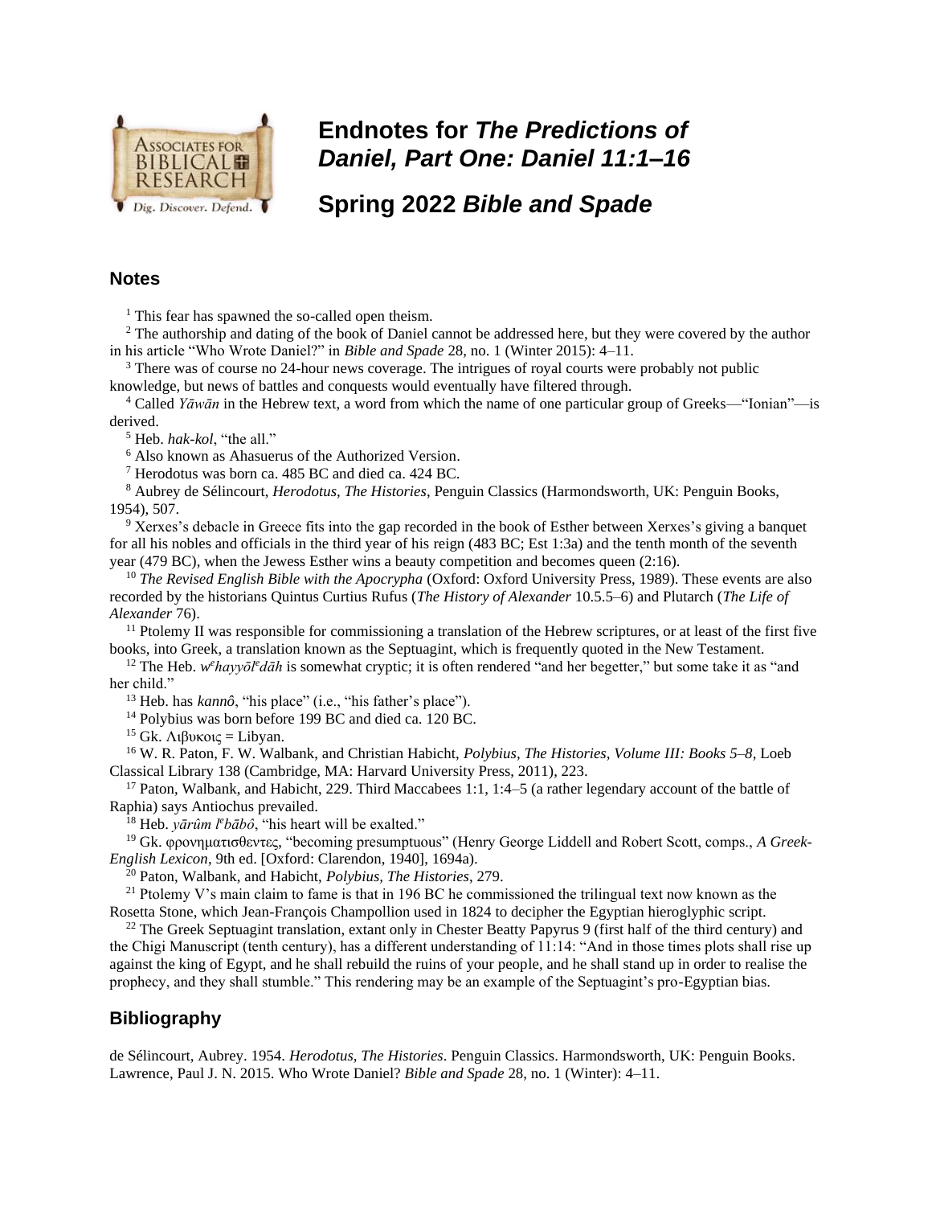# Endnotes for *The Predictions of Daniel, Part One: Daniel 11:1–16*

# Spring 2022 *Bible and Spade*

## Notes

[1] This fear has spawned the so-called open theism.

[2] The authorship and dating of the book of Daniel cannot be addressed here, but they were covered by the author in his article "Who Wrote Daniel?" in *Bible and Spade* 28, no. 1 (Winter 2015): 4–11.

[3] There was of course no 24-hour news coverage. The intrigues of royal courts were probably not public knowledge, but news of battles and conquests would eventually have filtered through.

[4] Called *Yāwān* in the Hebrew text, a word from which the name of one particular group of Greeks—"Ionian"—is derived.

[5] Heb. *hak-kol*, "the all."

[6] Also known as Ahasuerus of the Authorized Version.

[7] Herodotus was born ca. 485 BC and died ca. 424 BC.

[8] Aubrey de Sélincourt, *Herodotus, The Histories*, Penguin Classics (Harmondsworth, UK: Penguin Books, 1954), 507.

[9] Xerxes's debacle in Greece fits into the gap recorded in the book of Esther between Xerxes's giving a banquet for all his nobles and officials in the third year of his reign (483 BC; Est 1:3a) and the tenth month of the seventh year (479 BC), when the Jewess Esther wins a beauty competition and becomes queen (2:16).

[10] *The Revised English Bible with the Apocrypha* (Oxford: Oxford University Press, 1989). These events are also recorded by the historians Quintus Curtius Rufus (*The History of Alexander* 10.5.5–6) and Plutarch (*The Life of Alexander* 76).

[11] Ptolemy II was responsible for commissioning a translation of the Hebrew scriptures, or at least of the first five books, into Greek, a translation known as the Septuagint, which is frequently quoted in the New Testament.

[12] The Heb. *wᵉhayyōlᵉdāh* is somewhat cryptic; it is often rendered "and her begetter," but some take it as "and her child."

[13] Heb. has *kannô*, "his place" (i.e., "his father's place").

[14] Polybius was born before 199 BC and died ca. 120 BC.

[15] Gk. Λιβυκοις = Libyan.

[16] W. R. Paton, F. W. Walbank, and Christian Habicht, *Polybius, The Histories, Volume III: Books 5–8*, Loeb Classical Library 138 (Cambridge, MA: Harvard University Press, 2011), 223.

[17] Paton, Walbank, and Habicht, 229. Third Maccabees 1:1, 1:4–5 (a rather legendary account of the battle of Raphia) says Antiochus prevailed.

[18] Heb. *yārûm lᵉbābô*, "his heart will be exalted."

[19] Gk. φρονηματισθεντες, "becoming presumptuous" (Henry George Liddell and Robert Scott, comps., *A Greek-English Lexicon*, 9th ed. [Oxford: Clarendon, 1940], 1694a).

[20] Paton, Walbank, and Habicht, *Polybius, The Histories*, 279.

[21] Ptolemy V's main claim to fame is that in 196 BC he commissioned the trilingual text now known as the Rosetta Stone, which Jean-François Champollion used in 1824 to decipher the Egyptian hieroglyphic script.

[22] The Greek Septuagint translation, extant only in Chester Beatty Papyrus 9 (first half of the third century) and the Chigi Manuscript (tenth century), has a different understanding of 11:14: "And in those times plots shall rise up against the king of Egypt, and he shall rebuild the ruins of your people, and he shall stand up in order to realise the prophecy, and they shall stumble." This rendering may be an example of the Septuagint's pro-Egyptian bias.

## Bibliography

de Sélincourt, Aubrey. 1954. *Herodotus, The Histories*. Penguin Classics. Harmondsworth, UK: Penguin Books.

Lawrence, Paul J. N. 2015. Who Wrote Daniel? *Bible and Spade* 28, no. 1 (Winter): 4–11.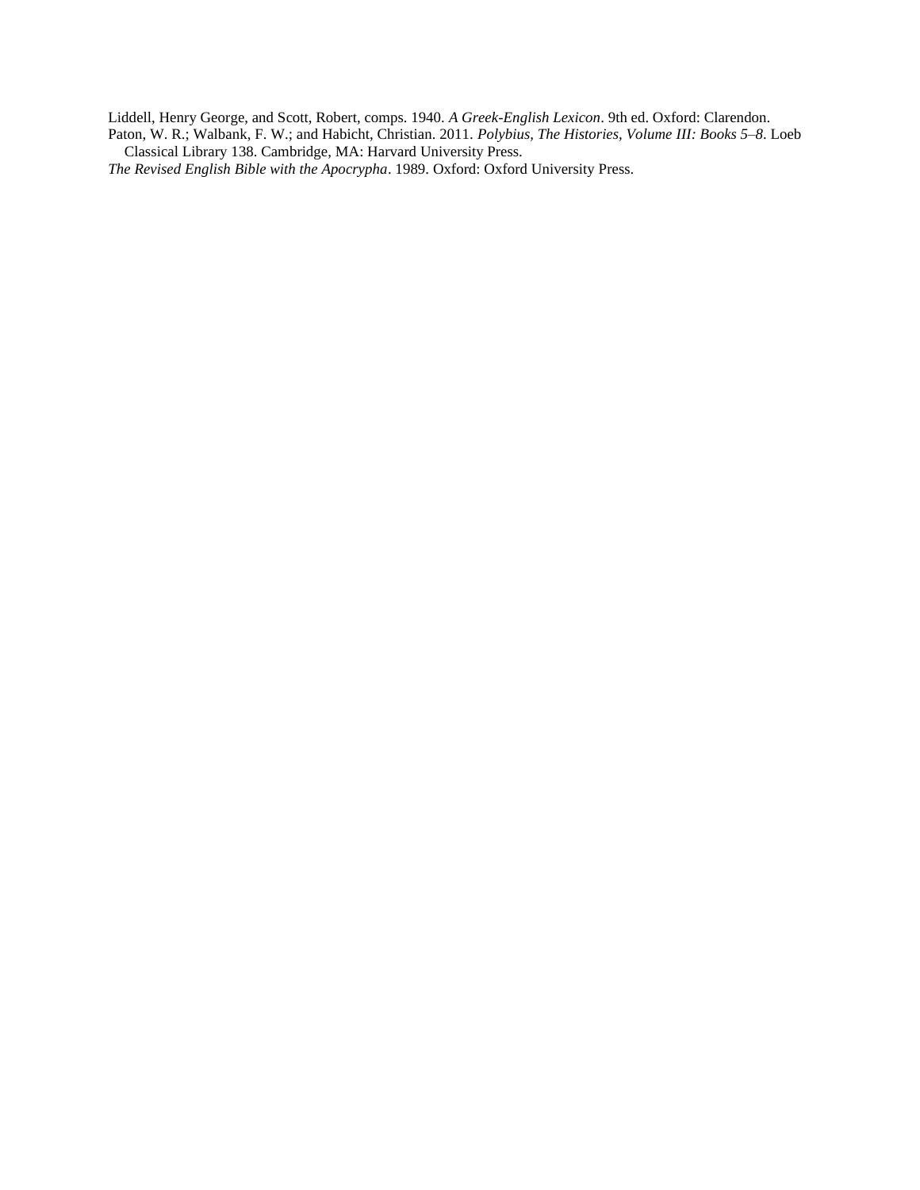Liddell, Henry George, and Scott, Robert, comps. 1940. *A Greek-English Lexicon*. 9th ed. Oxford: Clarendon.

Paton, W. R.; Walbank, F. W.; and Habicht, Christian. 2011. *Polybius, The Histories, Volume III: Books 5–8*. Loeb Classical Library 138. Cambridge, MA: Harvard University Press.

*The Revised English Bible with the Apocrypha*. 1989. Oxford: Oxford University Press.